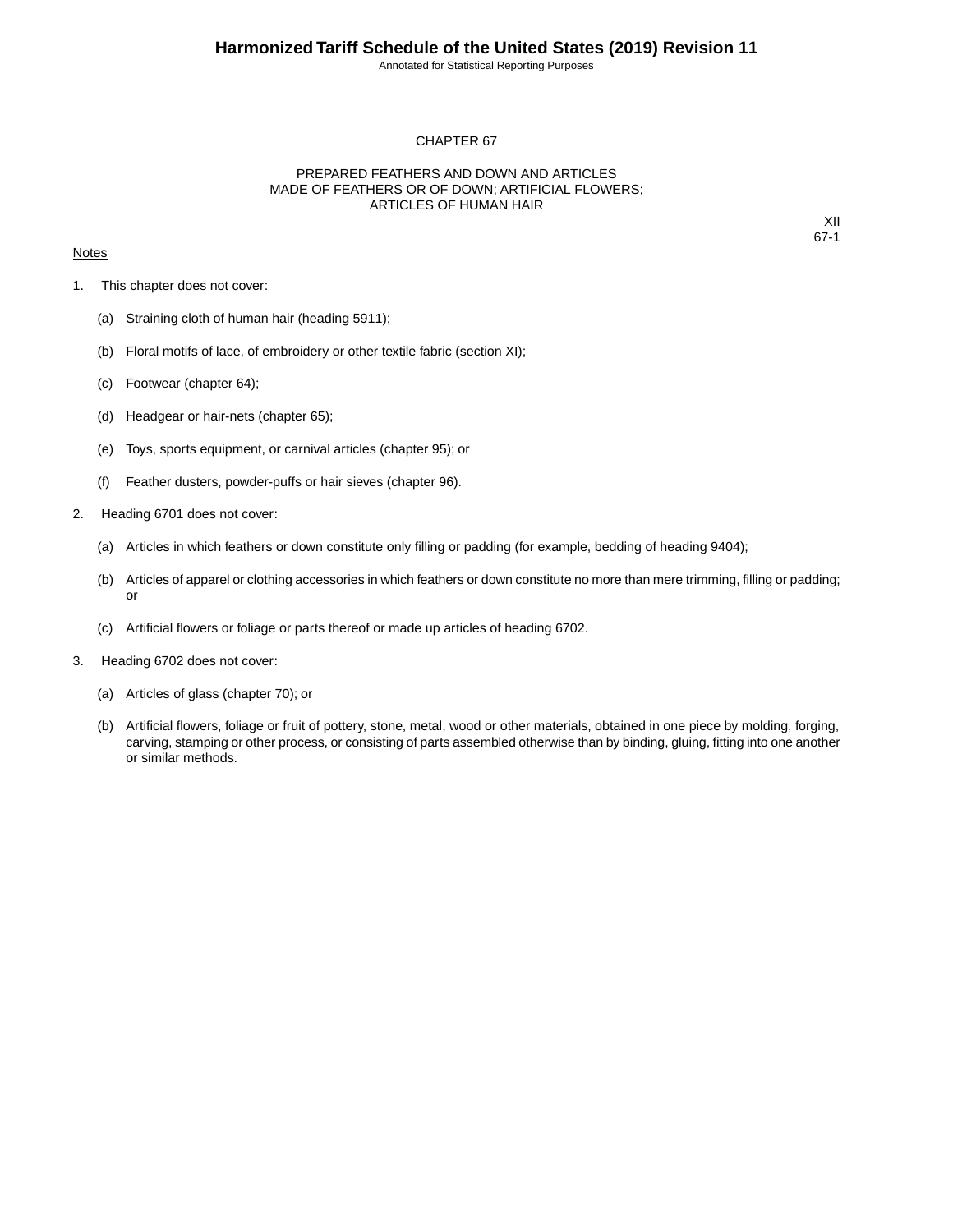# CHAPTER 67

## PREPARED FEATHERS AND DOWN AND ARTICLES MADE OF FEATHERS OR OF DOWN; ARTIFICIAL FLOWERS; ARTICLES OF HUMAN HAIR

XII

Notes

1. This chapter does not cover:

   (a) Straining cloth of human hair (heading 5911);

   (b) Floral motifs of lace, of embroidery or other textile fabric (section XI);

   (c) Footwear (chapter 64);

   (d) Headgear or hair-nets (chapter 65);

   (e) Toys, sports equipment, or carnival articles (chapter 95); or

   (f) Feather dusters, powder-puffs or hair sieves (chapter 96).

2. Heading 6701 does not cover:

   (a) Articles in which feathers or down constitute only filling or padding (for example, bedding of heading 9404);

   (b) Articles of apparel or clothing accessories in which feathers or down constitute no more than mere trimming, filling or padding; or

   (c) Artificial flowers or foliage or parts thereof or made up articles of heading 6702.

3. Heading 6702 does not cover:

   (a) Articles of glass (chapter 70); or

   (b) Artificial flowers, foliage or fruit of pottery, stone, metal, wood or other materials, obtained in one piece by molding, forging, carving, stamping or other process, or consisting of parts assembled otherwise than by binding, gluing, fitting into one another or similar methods.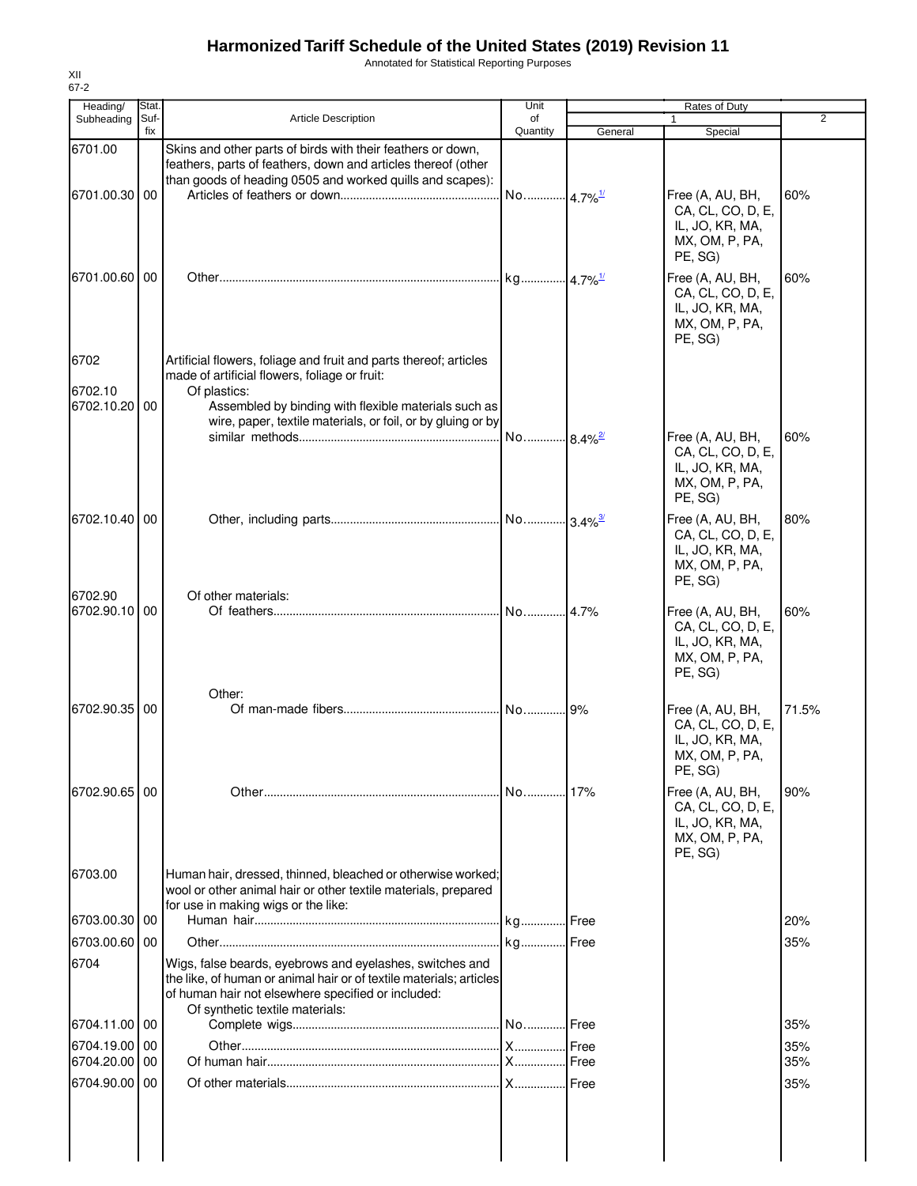# Harmonized Tariff Schedule of the United States (2019) Revision 11

Annotated for Statistical Reporting Purposes

XII
67-2

| Heading/ Subheading | Stat. Suf- fix | Article Description | Unit of Quantity | Rates of Duty 1 General | Rates of Duty 1 Special | Rates of Duty 2 |
|---|---|---|---|---|---|---|
| 6701.00 | | Skins and other parts of birds with their feathers or down, feathers, parts of feathers, down and articles thereof (other than goods of heading 0505 and worked quills and scapes): | | | | |
| 6701.00.30 | 00 | Articles of feathers or down | No. | 4.7%[1/] | Free (A, AU, BH, CA, CL, CO, D, E, IL, JO, KR, MA, MX, OM, P, PA, PE, SG) | 60% |
| 6701.00.60 | 00 | Other | kg | 4.7%[1/] | Free (A, AU, BH, CA, CL, CO, D, E, IL, JO, KR, MA, MX, OM, P, PA, PE, SG) | 60% |
| 6702 | | Artificial flowers, foliage and fruit and parts thereof; articles made of artificial flowers, foliage or fruit: | | | | |
| 6702.10 | | Of plastics: | | | | |
| 6702.10.20 | 00 | Assembled by binding with flexible materials such as wire, paper, textile materials, or foil, or by gluing or by similar methods | No. | 8.4%[2/] | Free (A, AU, BH, CA, CL, CO, D, E, IL, JO, KR, MA, MX, OM, P, PA, PE, SG) | 60% |
| 6702.10.40 | 00 | Other, including parts | No. | 3.4%[3/] | Free (A, AU, BH, CA, CL, CO, D, E, IL, JO, KR, MA, MX, OM, P, PA, PE, SG) | 80% |
| 6702.90 | | Of other materials: | | | | |
| 6702.90.10 | 00 | Of feathers | No. | 4.7% | Free (A, AU, BH, CA, CL, CO, D, E, IL, JO, KR, MA, MX, OM, P, PA, PE, SG) | 60% |
| | | Other: | | | | |
| 6702.90.35 | 00 | Of man-made fibers | No. | 9% | Free (A, AU, BH, CA, CL, CO, D, E, IL, JO, KR, MA, MX, OM, P, PA, PE, SG) | 71.5% |
| 6702.90.65 | 00 | Other | No. | 17% | Free (A, AU, BH, CA, CL, CO, D, E, IL, JO, KR, MA, MX, OM, P, PA, PE, SG) | 90% |
| 6703.00 | | Human hair, dressed, thinned, bleached or otherwise worked; wool or other animal hair or other textile materials, prepared for use in making wigs or the like: | | | | |
| 6703.00.30 | 00 | Human hair | kg | Free | | 20% |
| 6703.00.60 | 00 | Other | kg | Free | | 35% |
| 6704 | | Wigs, false beards, eyebrows and eyelashes, switches and the like, of human or animal hair or of textile materials; articles of human hair not elsewhere specified or included: | | | | |
| | | Of synthetic textile materials: | | | | |
| 6704.11.00 | 00 | Complete wigs | No. | Free | | 35% |
| 6704.19.00 | 00 | Other | X | Free | | 35% |
| 6704.20.00 | 00 | Of human hair | X | Free | | 35% |
| 6704.90.00 | 00 | Of other materials | X | Free | | 35% |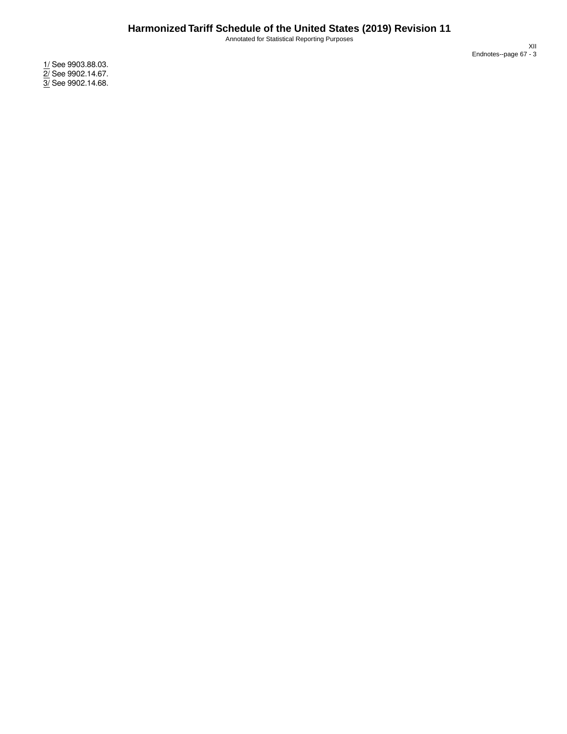1/ See 9903.88.03.
2/ See 9902.14.67.
3/ See 9902.14.68.